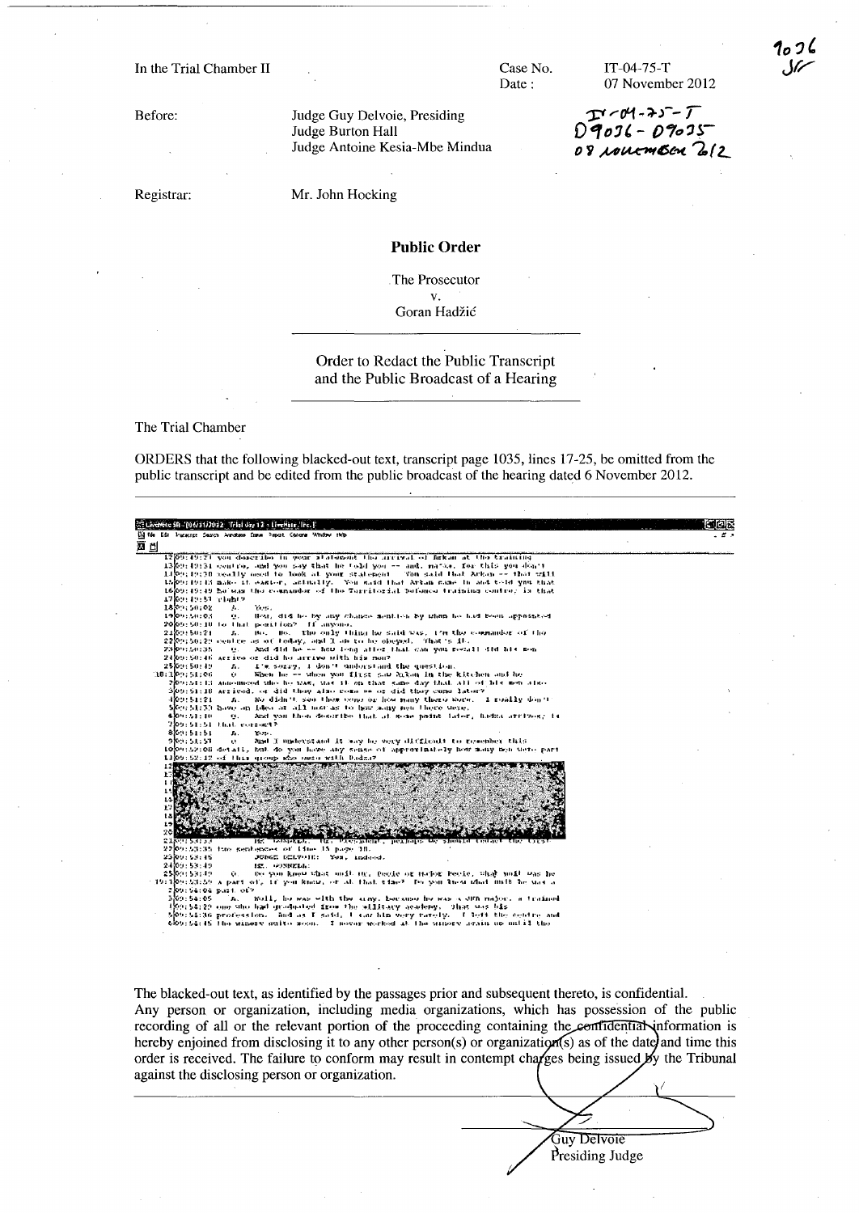In the Trial Chamber II

Case No. IT-04-75-T

Date : 07 November 2012

IT-04-75-T
D9036 - D9035
08 NOVEMBER 2012

Before: Judge Guy Delvoie, Presiding
Judge Burton Hall
Judge Antoine Kesia-Mbe Mindua

Registrar: Mr. John Hocking

## Public Order

The Prosecutor
v.
Goran Hadžić

### Order to Redact the Public Transcript and the Public Broadcast of a Hearing

The Trial Chamber

ORDERS that the following blacked-out text, transcript page 1035, lines 17-25, be omitted from the public transcript and be edited from the public broadcast of the hearing dated 6 November 2012.

```
12 09:49:21 you describe in your statement the arrival of Arkan at the training
13 09:49:31 centre, and you say that he told you -- and, ma'am, for this you don't
14 09:49:38 really need to look at your statement. You said that Arkan -- that will
15 09:49:43 make it easier, actually. You said that Arkan came in and told you that
16 09:49:49 he was the commander of the Territorial Defence training centre; is that
17 09:49:57 right?
18 09:50:02      A.   Yes.
19 09:50:03      Q.   Now, did he by any chance mention by whom he had been appointed
20 09:50:10 to that position? If anyone.
21 09:50:21      A.   No. No. The only thing he said was, I'm the commander of the
22 09:50:29 centre as of today, and I am to be obeyed. That's it.
23 09:50:35      Q.   And did he -- how long after that can you recall did his men
24 09:50:46 arrive or did he arrive with his men?
25 09:50:49      A.   I'm sorry, I don't understand the question.
10:1 09:51:06      Q.   When he -- when you first saw Arkan in the kitchen and he
2 09:51:13 announced who he was, was it on that same day that all of his men also
3 09:51:18 arrived, or did they also come -- or did they come later?
4 09:51:21      A.   No didn't see them come or how many there were. I really don't
5 09:51:33 have any idea at all about as to how many men there were.
6 09:51:38      Q.   And you then describe that at some point later, Radza arrived; is
7 09:51:51 that correct?
8 09:51:51      A.   Yes.
9 09:51:57      Q.   And I understand it may be very difficult to remember this
10 09:52:08 detail, but do you have any sense of approximately how many men were part
11 09:52:12 of this group who were with Radza?
12
13
14
15
16
17
18
19
20
21 09:53:33      MS. [...]: [...], perhaps we should redact the first
22 09:53:35 two sentences of line 15 page 18.
23 09:53:45      JUDGE DELVOIE: Yes, indeed.
24 09:53:49      MS. [...]:
25 09:53:49      Q.   Do you know what unit Mr. Pecic or Major Pecic, what unit was he
11:1 09:53:59 a part of, if you know, or at that time? Do you know what unit he was a
2 09:54:04 part of?
3 09:54:05      A.   Well, he was with the army, because he was a JNA major, a trained
4 09:54:29 one who had graduated from the military academy. That was his
5 09:54:36 profession. And as I said, I saw him very rarely. I left the centre and
6 09:54:45 the winery quite soon. I never worked at the winery again up until the
```

The blacked-out text, as identified by the passages prior and subsequent thereto, is confidential. Any person or organization, including media organizations, which has possession of the public recording of all or the relevant portion of the proceeding containing the confidential information is hereby enjoined from disclosing it to any other person(s) or organization(s) as of the date and time this order is received. The failure to conform may result in contempt charges being issued by the Tribunal against the disclosing person or organization.

Guy Delvoie
Presiding Judge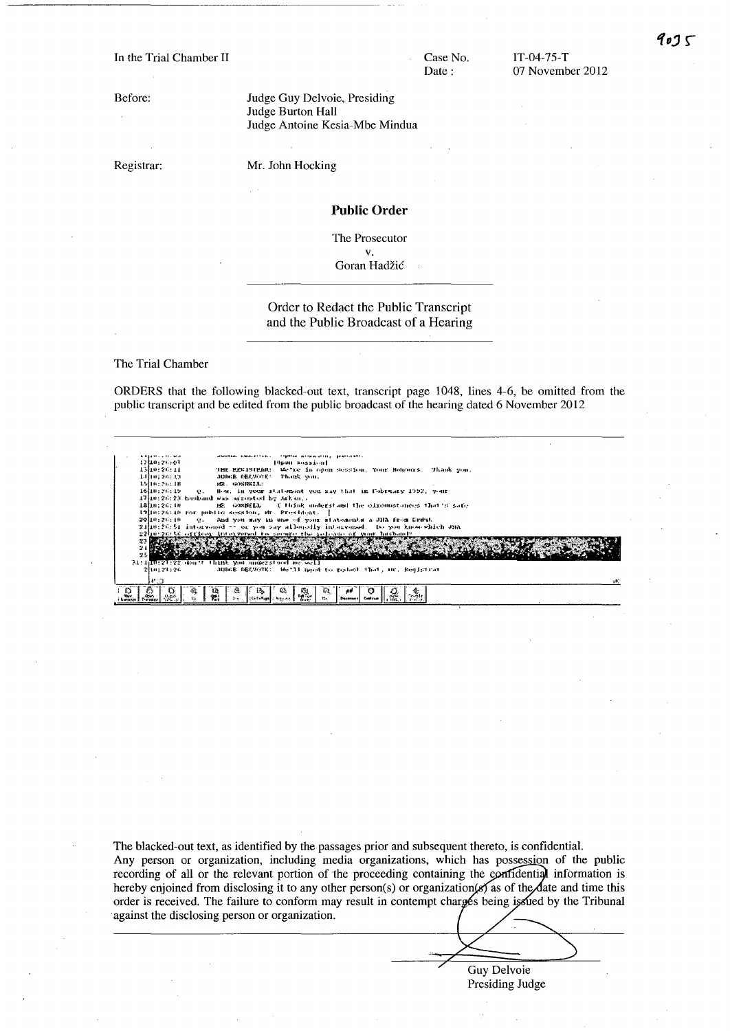9035

In the Trial Chamber II

Case No. IT-04-75-T
Date : 07 November 2012

Before: Judge Guy Delvoie, Presiding
Judge Burton Hall
Judge Antoine Kesia-Mbe Mindua

Registrar: Mr. John Hocking

## Public Order

The Prosecutor
v.
Goran Hadžić

Order to Redact the Public Transcript and the Public Broadcast of a Hearing

The Trial Chamber

ORDERS that the following blacked-out text, transcript page 1048, lines 4-6, be omitted from the public transcript and be edited from the public broadcast of the hearing dated 6 November 2012

```
12 10:26:08                [Open session]
13 10:26:11          THE REGISTRAR: We're in open session, Your Honours. Thank you.
14 10:26:13          JUDGE DELVOIE: Thank you.
15 10:26:18          MR. GOSNELL:
16 10:26:19     Q.   Now, in your statement you say that in February 1992, your
17 10:26:23 husband was arrested by Arkan.
18 10:26:10          MR. GOSNELL: I think understand the circumstances that's safe
19 10:26:10 for public session, Mr. President.
20 10:26:40     Q.   And you say in one of your statements a JNA from Erdut
21 10:26:51 intervened -- or you say allegedly intervened. Do you know which JNA
22 10:26:56 officer intervened to secure the release of your husband?
23
24
25
31:1 10:27:22 don't think you understood me well
 2 10:27:26          JUDGE DELVOIE: We'll need to redact that, Mr. Registrar
```

The blacked-out text, as identified by the passages prior and subsequent thereto, is confidential. Any person or organization, including media organizations, which has possession of the public recording of all or the relevant portion of the proceeding containing the confidential information is hereby enjoined from disclosing it to any other person(s) or organization(s) as of the date and time this order is received. The failure to conform may result in contempt charges being issued by the Tribunal against the disclosing person or organization.

Guy Delvoie
Presiding Judge